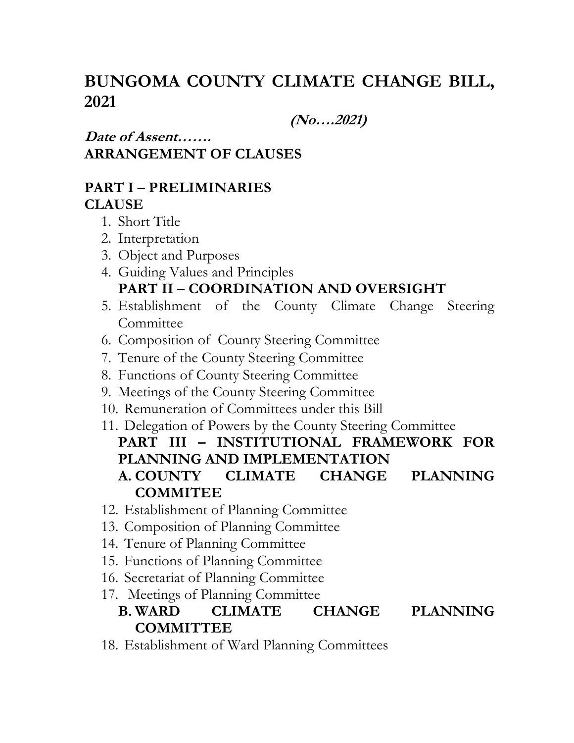# BUNGOMA COUNTY CLIMATE CHANGE BILL, 2021

***(No….2021)***

***Date of Assent…….***

**ARRANGEMENT OF CLAUSES**

## PART I – PRELIMINARIES

**CLAUSE**

1. Short Title
2. Interpretation
3. Object and Purposes
4. Guiding Values and Principles

## PART II – COORDINATION AND OVERSIGHT

5. Establishment of the County Climate Change Steering Committee
6. Composition of County Steering Committee
7. Tenure of the County Steering Committee
8. Functions of County Steering Committee
9. Meetings of the County Steering Committee
10. Remuneration of Committees under this Bill
11. Delegation of Powers by the County Steering Committee

## PART III – INSTITUTIONAL FRAMEWORK FOR PLANNING AND IMPLEMENTATION

### A. COUNTY CLIMATE CHANGE PLANNING COMMITEE

12. Establishment of Planning Committee
13. Composition of Planning Committee
14. Tenure of Planning Committee
15. Functions of Planning Committee
16. Secretariat of Planning Committee
17. Meetings of Planning Committee

### B. WARD CLIMATE CHANGE PLANNING COMMITTEE

18. Establishment of Ward Planning Committees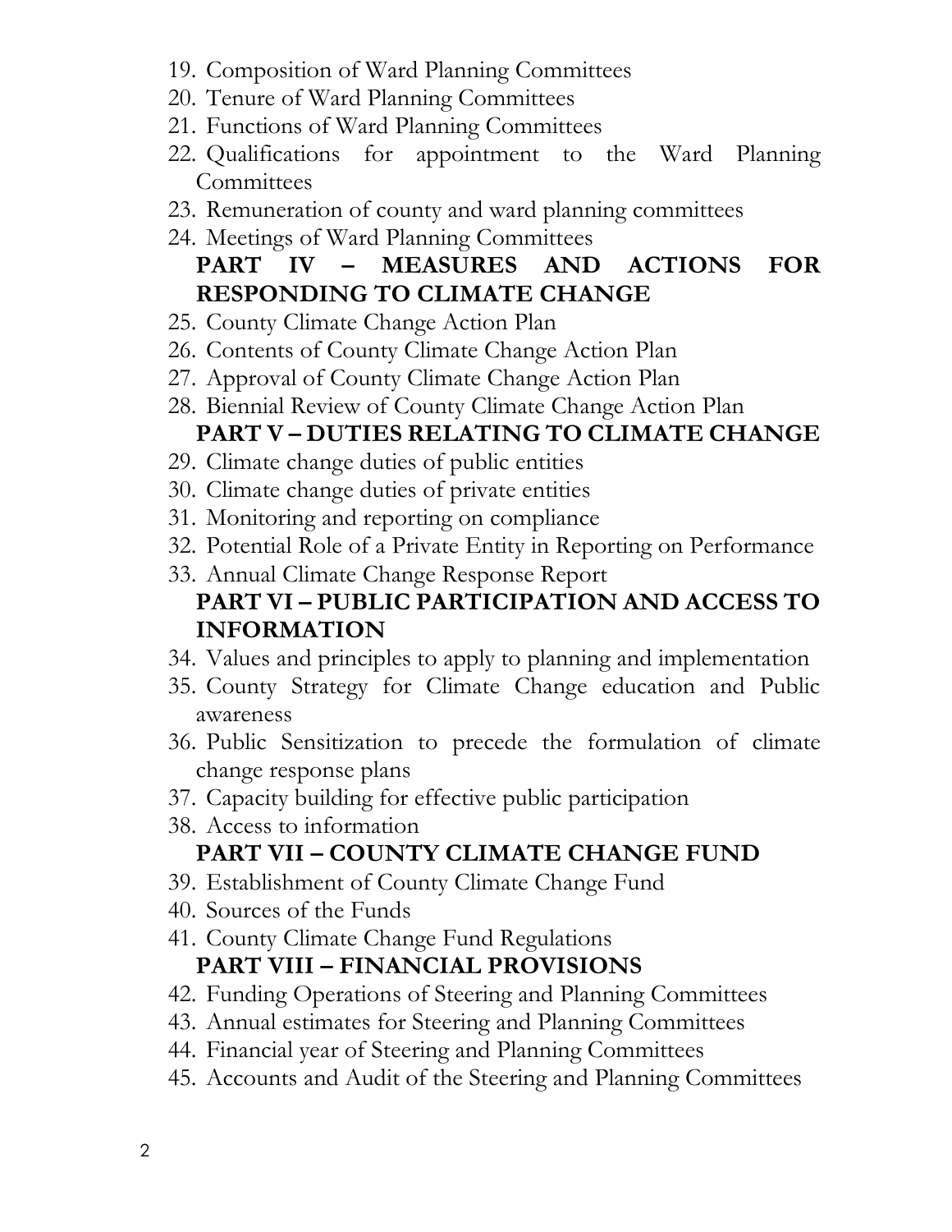19. Composition of Ward Planning Committees
20. Tenure of Ward Planning Committees
21. Functions of Ward Planning Committees
22. Qualifications for appointment to the Ward Planning Committees
23. Remuneration of county and ward planning committees
24. Meetings of Ward Planning Committees

**PART IV – MEASURES AND ACTIONS FOR RESPONDING TO CLIMATE CHANGE**

25. County Climate Change Action Plan
26. Contents of County Climate Change Action Plan
27. Approval of County Climate Change Action Plan
28. Biennial Review of County Climate Change Action Plan

**PART V – DUTIES RELATING TO CLIMATE CHANGE**

29. Climate change duties of public entities
30. Climate change duties of private entities
31. Monitoring and reporting on compliance
32. Potential Role of a Private Entity in Reporting on Performance
33. Annual Climate Change Response Report

**PART VI – PUBLIC PARTICIPATION AND ACCESS TO INFORMATION**

34. Values and principles to apply to planning and implementation
35. County Strategy for Climate Change education and Public awareness
36. Public Sensitization to precede the formulation of climate change response plans
37. Capacity building for effective public participation
38. Access to information

**PART VII – COUNTY CLIMATE CHANGE FUND**

39. Establishment of County Climate Change Fund
40. Sources of the Funds
41. County Climate Change Fund Regulations

**PART VIII – FINANCIAL PROVISIONS**

42. Funding Operations of Steering and Planning Committees
43. Annual estimates for Steering and Planning Committees
44. Financial year of Steering and Planning Committees
45. Accounts and Audit of the Steering and Planning Committees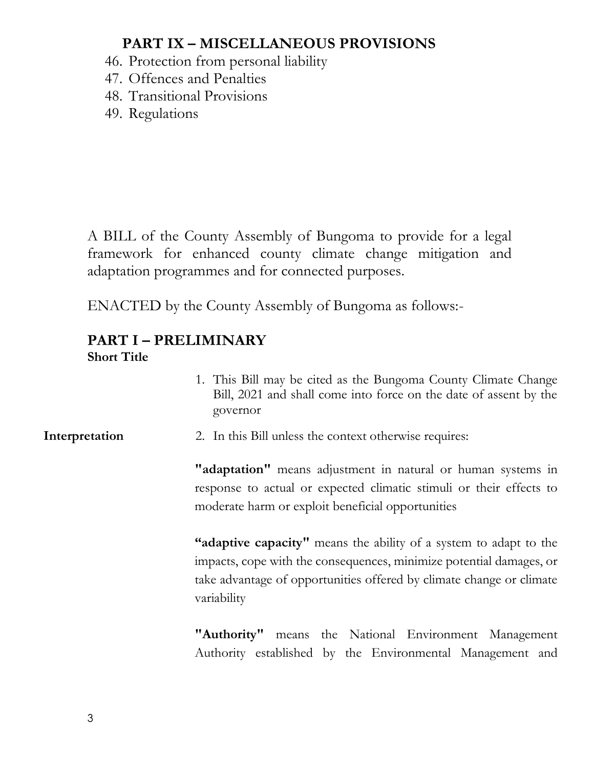## PART IX – MISCELLANEOUS PROVISIONS

46. Protection from personal liability
47. Offences and Penalties
48. Transitional Provisions
49. Regulations

A BILL of the County Assembly of Bungoma to provide for a legal framework for enhanced county climate change mitigation and adaptation programmes and for connected purposes.

ENACTED by the County Assembly of Bungoma as follows:-

## PART I – PRELIMINARY

**Short Title**

1. This Bill may be cited as the Bungoma County Climate Change Bill, 2021 and shall come into force on the date of assent by the governor

**Interpretation**

2. In this Bill unless the context otherwise requires:

**"adaptation"** means adjustment in natural or human systems in response to actual or expected climatic stimuli or their effects to moderate harm or exploit beneficial opportunities

**"adaptive capacity"** means the ability of a system to adapt to the impacts, cope with the consequences, minimize potential damages, or take advantage of opportunities offered by climate change or climate variability

**"Authority"** means the National Environment Management Authority established by the Environmental Management and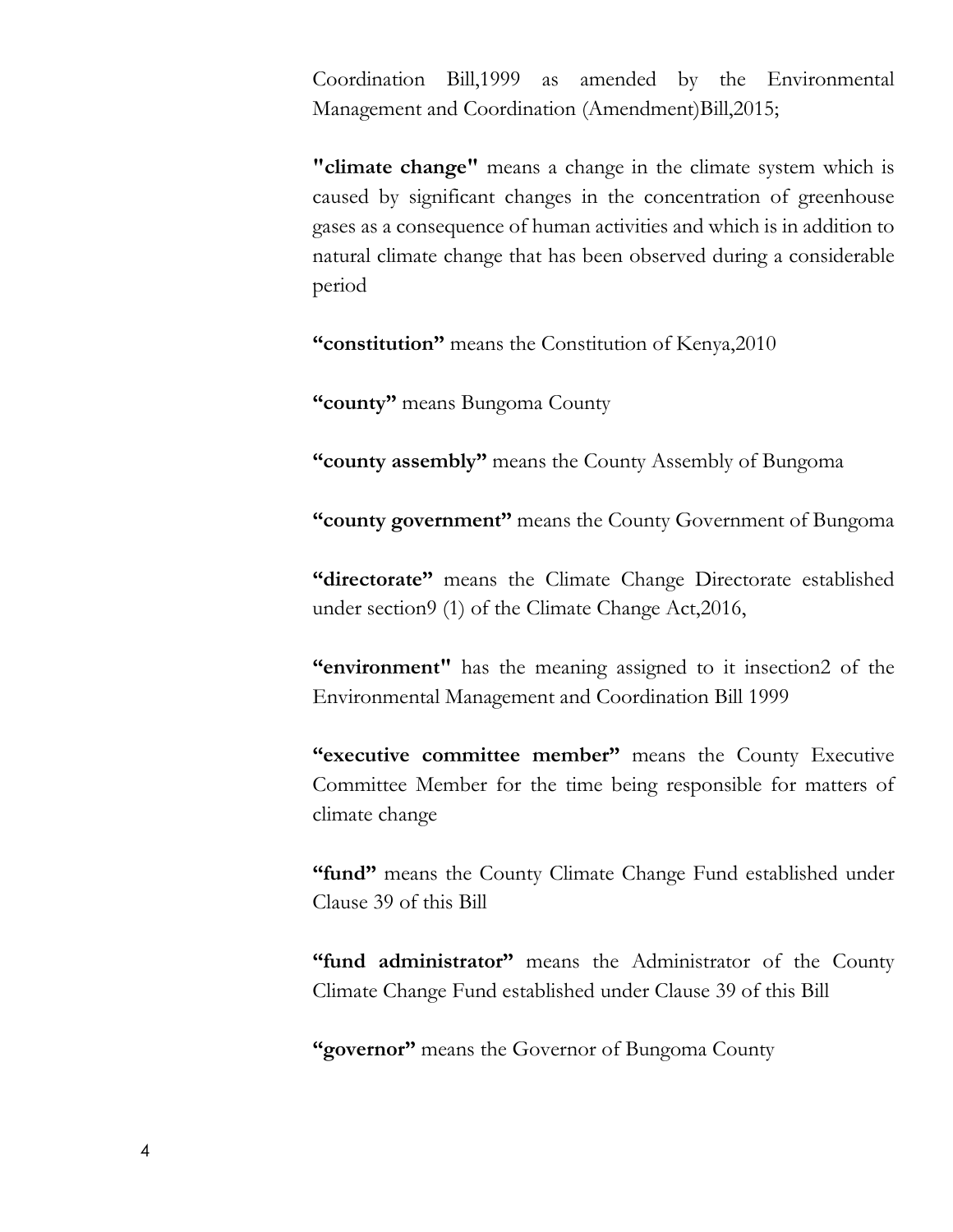Coordination Bill,1999 as amended by the Environmental Management and Coordination (Amendment)Bill,2015;

**"climate change"** means a change in the climate system which is caused by significant changes in the concentration of greenhouse gases as a consequence of human activities and which is in addition to natural climate change that has been observed during a considerable period

**"constitution"** means the Constitution of Kenya,2010

**"county"** means Bungoma County

**"county assembly"** means the County Assembly of Bungoma

**"county government"** means the County Government of Bungoma

**"directorate"** means the Climate Change Directorate established under section9 (1) of the Climate Change Act,2016,

**"environment"** has the meaning assigned to it insection2 of the Environmental Management and Coordination Bill 1999

**"executive committee member"** means the County Executive Committee Member for the time being responsible for matters of climate change

**"fund"** means the County Climate Change Fund established under Clause 39 of this Bill

**"fund administrator"** means the Administrator of the County Climate Change Fund established under Clause 39 of this Bill

**"governor"** means the Governor of Bungoma County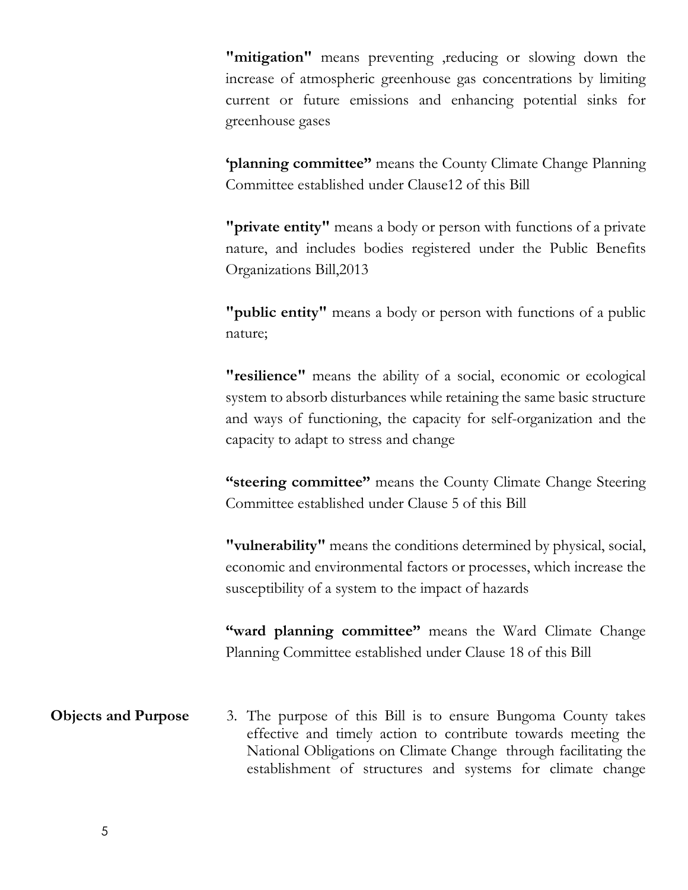**"mitigation"** means preventing ,reducing or slowing down the increase of atmospheric greenhouse gas concentrations by limiting current or future emissions and enhancing potential sinks for greenhouse gases

**'planning committee"** means the County Climate Change Planning Committee established under Clause12 of this Bill

**"private entity"** means a body or person with functions of a private nature, and includes bodies registered under the Public Benefits Organizations Bill,2013

**"public entity"** means a body or person with functions of a public nature;

**"resilience"** means the ability of a social, economic or ecological system to absorb disturbances while retaining the same basic structure and ways of functioning, the capacity for self-organization and the capacity to adapt to stress and change

**"steering committee"** means the County Climate Change Steering Committee established under Clause 5 of this Bill

**"vulnerability"** means the conditions determined by physical, social, economic and environmental factors or processes, which increase the susceptibility of a system to the impact of hazards

**"ward planning committee"** means the Ward Climate Change Planning Committee established under Clause 18 of this Bill

**Objects and Purpose**

3. The purpose of this Bill is to ensure Bungoma County takes effective and timely action to contribute towards meeting the National Obligations on Climate Change through facilitating the establishment of structures and systems for climate change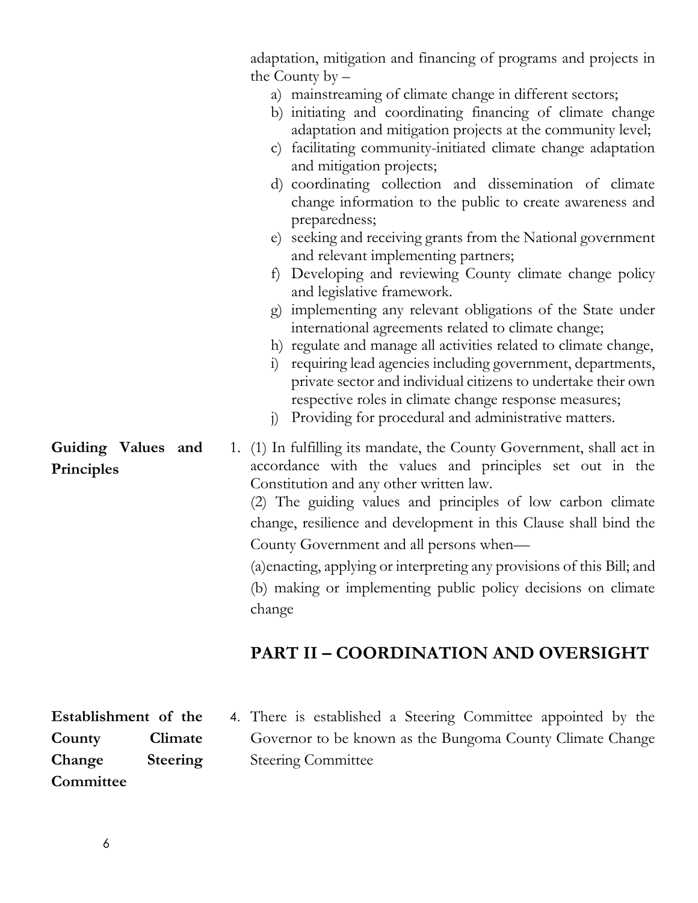adaptation, mitigation and financing of programs and projects in the County by –

a) mainstreaming of climate change in different sectors;
b) initiating and coordinating financing of climate change adaptation and mitigation projects at the community level;
c) facilitating community-initiated climate change adaptation and mitigation projects;
d) coordinating collection and dissemination of climate change information to the public to create awareness and preparedness;
e) seeking and receiving grants from the National government and relevant implementing partners;
f) Developing and reviewing County climate change policy and legislative framework.
g) implementing any relevant obligations of the State under international agreements related to climate change;
h) regulate and manage all activities related to climate change,
i) requiring lead agencies including government, departments, private sector and individual citizens to undertake their own respective roles in climate change response measures;
j) Providing for procedural and administrative matters.

**Guiding Values and Principles**

1. (1) In fulfilling its mandate, the County Government, shall act in accordance with the values and principles set out in the Constitution and any other written law.

(2) The guiding values and principles of low carbon climate change, resilience and development in this Clause shall bind the County Government and all persons when—

(a)enacting, applying or interpreting any provisions of this Bill; and

(b) making or implementing public policy decisions on climate change

## PART II – COORDINATION AND OVERSIGHT

**Establishment of the County Climate Change Steering Committee**

4. There is established a Steering Committee appointed by the Governor to be known as the Bungoma County Climate Change Steering Committee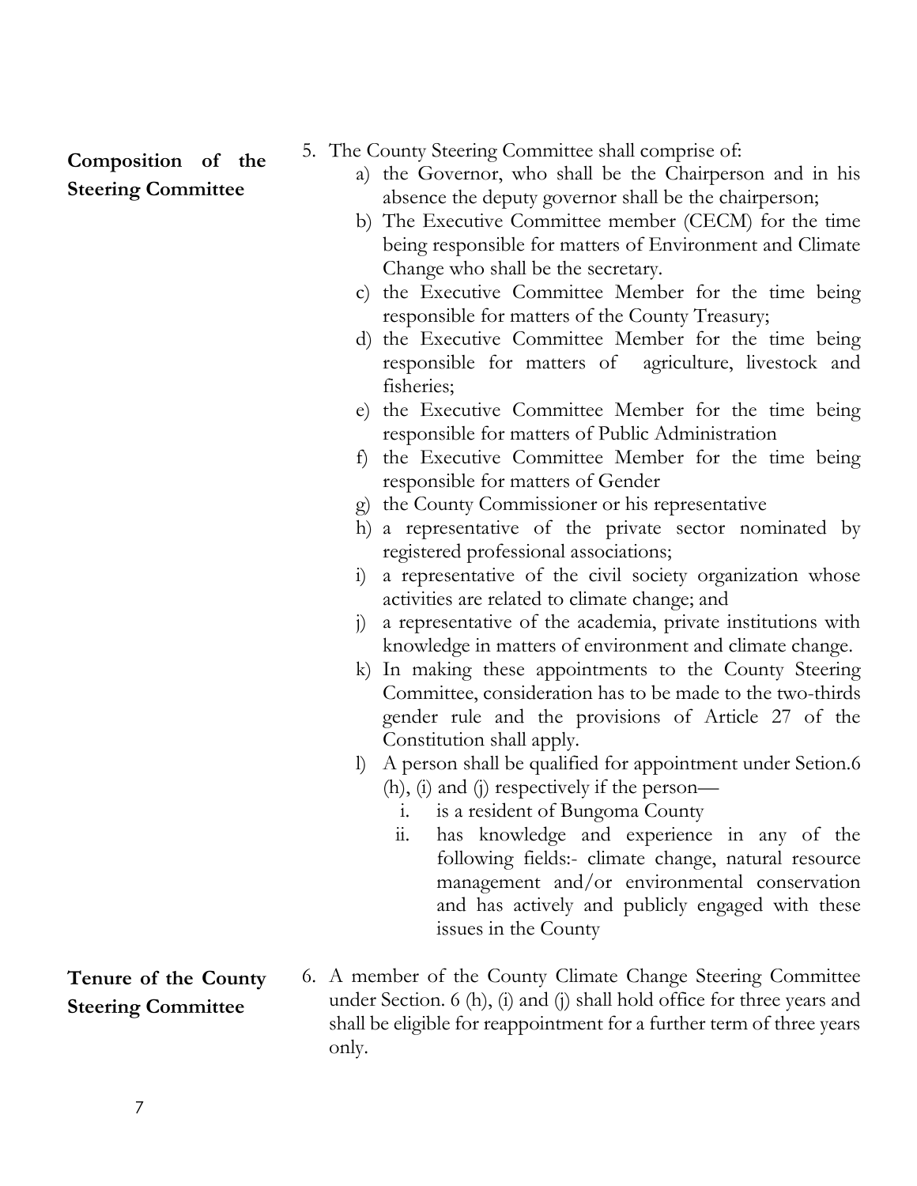**Composition of the Steering Committee**

5. The County Steering Committee shall comprise of:
   a) the Governor, who shall be the Chairperson and in his absence the deputy governor shall be the chairperson;
   b) The Executive Committee member (CECM) for the time being responsible for matters of Environment and Climate Change who shall be the secretary.
   c) the Executive Committee Member for the time being responsible for matters of the County Treasury;
   d) the Executive Committee Member for the time being responsible for matters of agriculture, livestock and fisheries;
   e) the Executive Committee Member for the time being responsible for matters of Public Administration
   f) the Executive Committee Member for the time being responsible for matters of Gender
   g) the County Commissioner or his representative
   h) a representative of the private sector nominated by registered professional associations;
   i) a representative of the civil society organization whose activities are related to climate change; and
   j) a representative of the academia, private institutions with knowledge in matters of environment and climate change.
   k) In making these appointments to the County Steering Committee, consideration has to be made to the two-thirds gender rule and the provisions of Article 27 of the Constitution shall apply.
   l) A person shall be qualified for appointment under Setion.6 (h), (i) and (j) respectively if the person—
      i. is a resident of Bungoma County
      ii. has knowledge and experience in any of the following fields:- climate change, natural resource management and/or environmental conservation and has actively and publicly engaged with these issues in the County

**Tenure of the County Steering Committee**

6. A member of the County Climate Change Steering Committee under Section. 6 (h), (i) and (j) shall hold office for three years and shall be eligible for reappointment for a further term of three years only.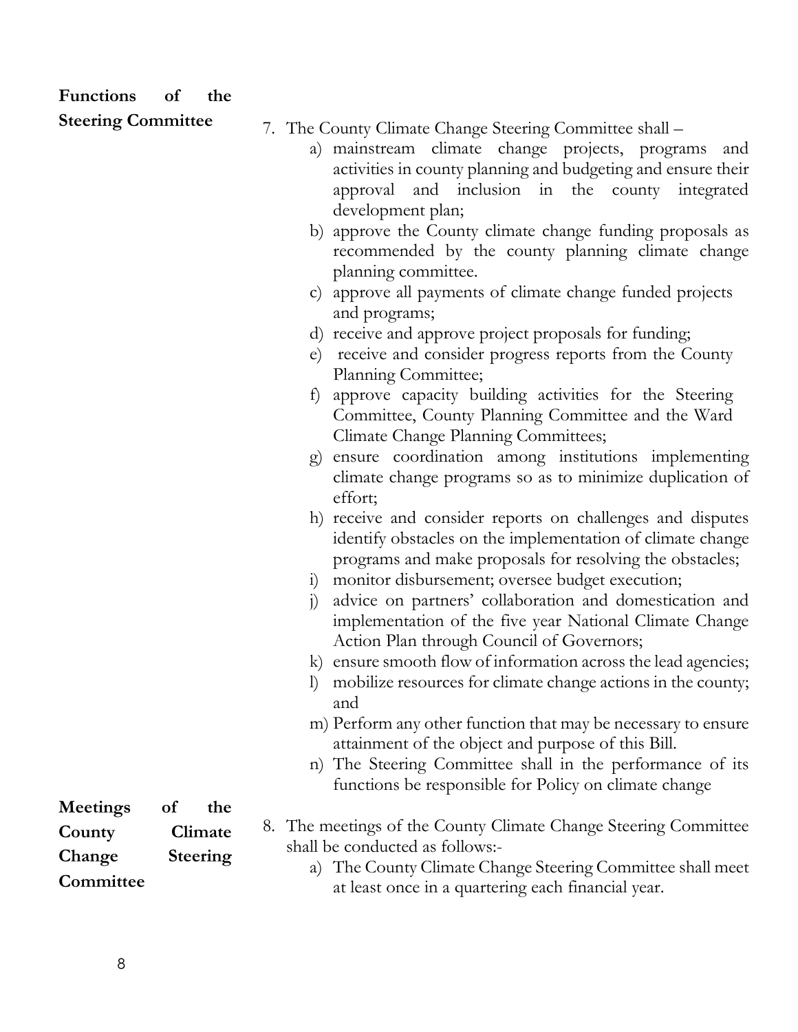**Functions of the Steering Committee**

7. The County Climate Change Steering Committee shall –
   a) mainstream climate change projects, programs and activities in county planning and budgeting and ensure their approval and inclusion in the county integrated development plan;
   b) approve the County climate change funding proposals as recommended by the county planning climate change planning committee.
   c) approve all payments of climate change funded projects and programs;
   d) receive and approve project proposals for funding;
   e) receive and consider progress reports from the County Planning Committee;
   f) approve capacity building activities for the Steering Committee, County Planning Committee and the Ward Climate Change Planning Committees;
   g) ensure coordination among institutions implementing climate change programs so as to minimize duplication of effort;
   h) receive and consider reports on challenges and disputes identify obstacles on the implementation of climate change programs and make proposals for resolving the obstacles;
   i) monitor disbursement; oversee budget execution;
   j) advice on partners' collaboration and domestication and implementation of the five year National Climate Change Action Plan through Council of Governors;
   k) ensure smooth flow of information across the lead agencies;
   l) mobilize resources for climate change actions in the county; and
   m) Perform any other function that may be necessary to ensure attainment of the object and purpose of this Bill.
   n) The Steering Committee shall in the performance of its functions be responsible for Policy on climate change

**Meetings of the County Climate Change Steering Committee**

8. The meetings of the County Climate Change Steering Committee shall be conducted as follows:-
   a) The County Climate Change Steering Committee shall meet at least once in a quartering each financial year.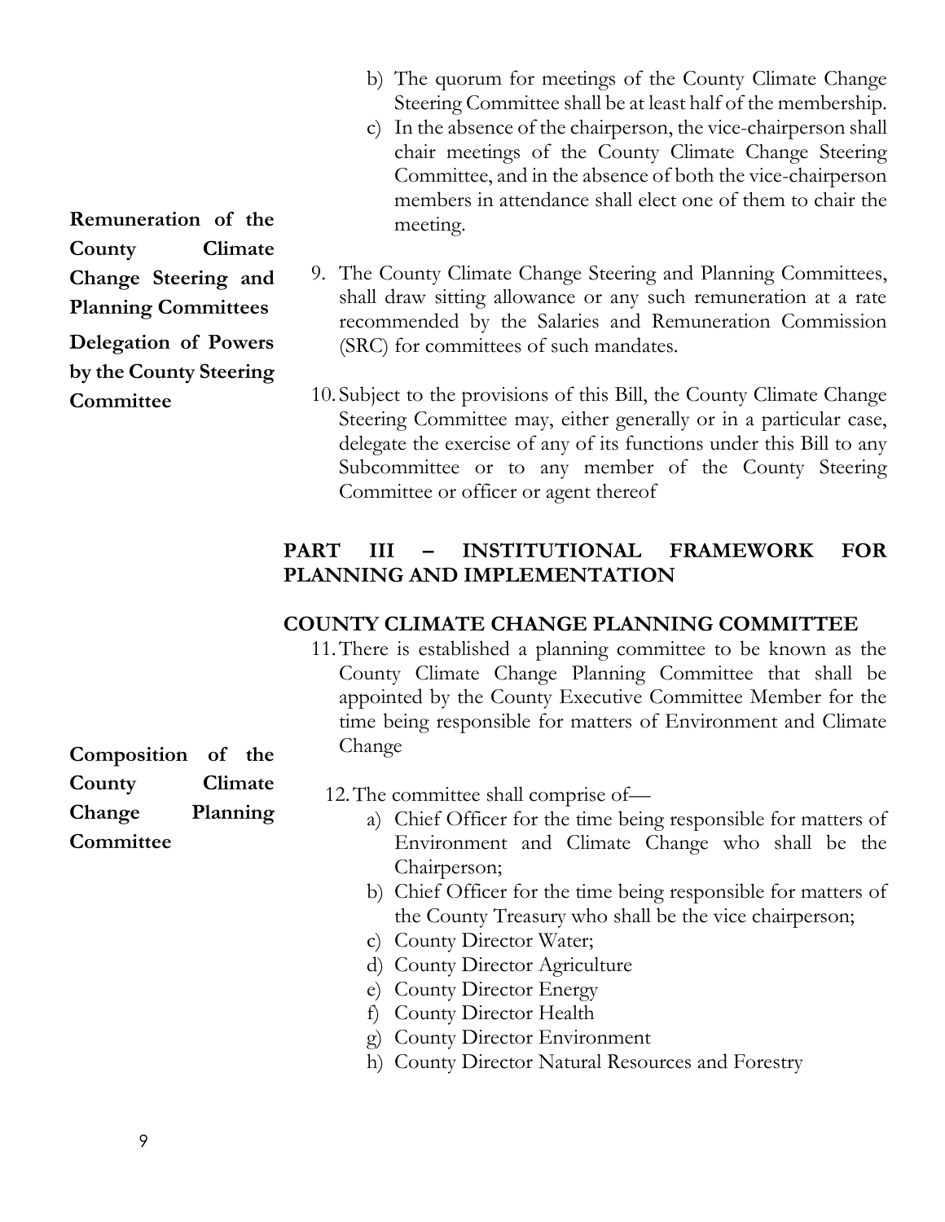b) The quorum for meetings of the County Climate Change Steering Committee shall be at least half of the membership.

c) In the absence of the chairperson, the vice-chairperson shall chair meetings of the County Climate Change Steering Committee, and in the absence of both the vice-chairperson members in attendance shall elect one of them to chair the meeting.

**Remuneration of the County Climate Change Steering and Planning Committees**

9. The County Climate Change Steering and Planning Committees, shall draw sitting allowance or any such remuneration at a rate recommended by the Salaries and Remuneration Commission (SRC) for committees of such mandates.

**Delegation of Powers by the County Steering Committee**

10. Subject to the provisions of this Bill, the County Climate Change Steering Committee may, either generally or in a particular case, delegate the exercise of any of its functions under this Bill to any Subcommittee or to any member of the County Steering Committee or officer or agent thereof

## PART III – INSTITUTIONAL FRAMEWORK FOR PLANNING AND IMPLEMENTATION

### COUNTY CLIMATE CHANGE PLANNING COMMITTEE

11. There is established a planning committee to be known as the County Climate Change Planning Committee that shall be appointed by the County Executive Committee Member for the time being responsible for matters of Environment and Climate Change

**Composition of the County Climate Change Planning Committee**

12. The committee shall comprise of—
    a) Chief Officer for the time being responsible for matters of Environment and Climate Change who shall be the Chairperson;
    b) Chief Officer for the time being responsible for matters of the County Treasury who shall be the vice chairperson;
    c) County Director Water;
    d) County Director Agriculture
    e) County Director Energy
    f) County Director Health
    g) County Director Environment
    h) County Director Natural Resources and Forestry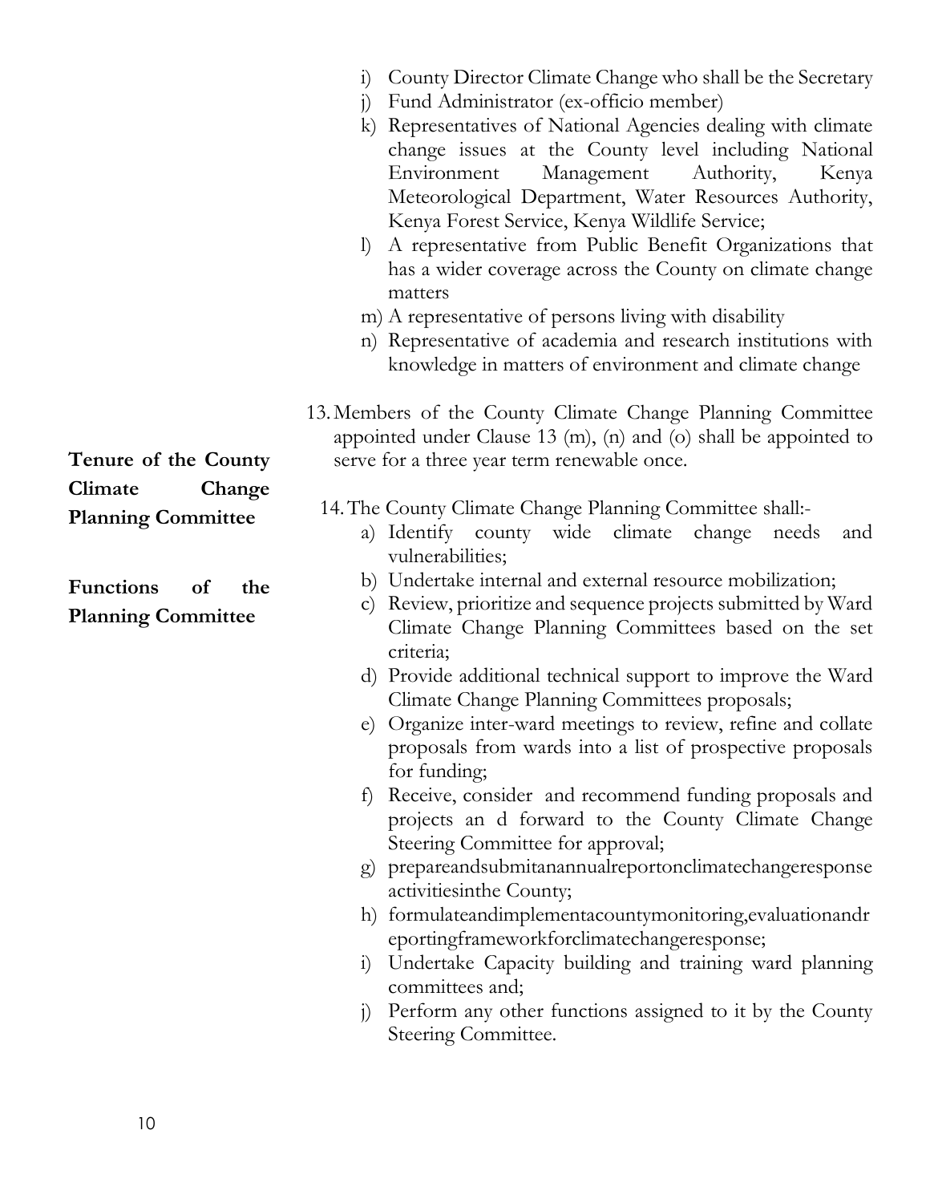i) County Director Climate Change who shall be the Secretary
j) Fund Administrator (ex-officio member)
k) Representatives of National Agencies dealing with climate change issues at the County level including National Environment Management Authority, Kenya Meteorological Department, Water Resources Authority, Kenya Forest Service, Kenya Wildlife Service;
l) A representative from Public Benefit Organizations that has a wider coverage across the County on climate change matters
m) A representative of persons living with disability
n) Representative of academia and research institutions with knowledge in matters of environment and climate change

**Tenure of the County Climate Change Planning Committee**

13. Members of the County Climate Change Planning Committee appointed under Clause 13 (m), (n) and (o) shall be appointed to serve for a three year term renewable once.

**Functions of the Planning Committee**

14. The County Climate Change Planning Committee shall:-
    a) Identify county wide climate change needs and vulnerabilities;
    b) Undertake internal and external resource mobilization;
    c) Review, prioritize and sequence projects submitted by Ward Climate Change Planning Committees based on the set criteria;
    d) Provide additional technical support to improve the Ward Climate Change Planning Committees proposals;
    e) Organize inter-ward meetings to review, refine and collate proposals from wards into a list of prospective proposals for funding;
    f) Receive, consider and recommend funding proposals and projects an d forward to the County Climate Change Steering Committee for approval;
    g) prepareandsubmitanannualreportonclimatechangeresponse activitiesinthe County;
    h) formulateandimplementacountymonitoring,evaluationandreportingframeworkforclimatechangeresponse;
    i) Undertake Capacity building and training ward planning committees and;
    j) Perform any other functions assigned to it by the County Steering Committee.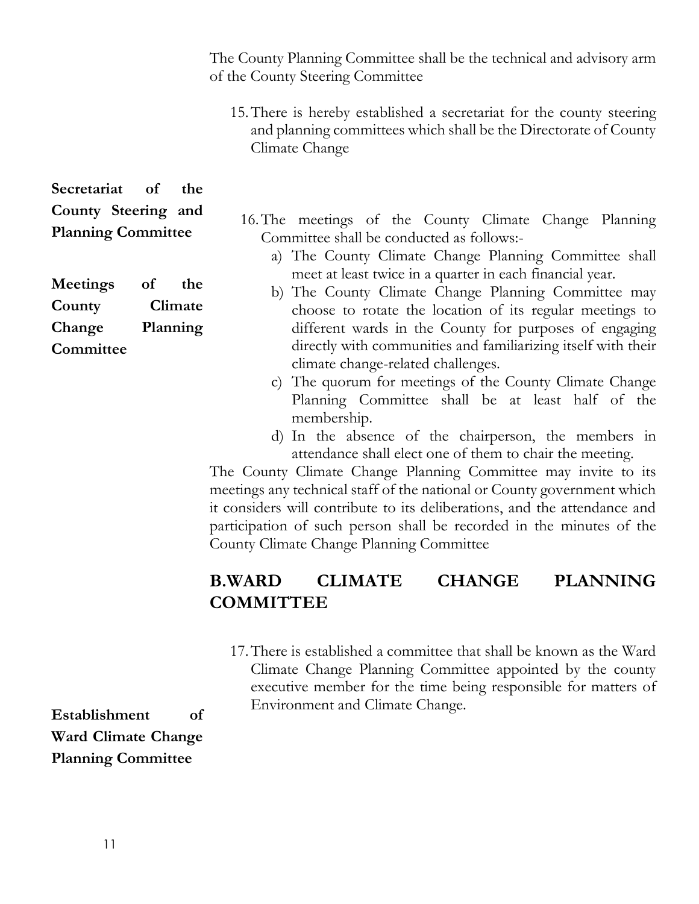The County Planning Committee shall be the technical and advisory arm of the County Steering Committee

**Secretariat of the County Steering and Planning Committee**

15. There is hereby established a secretariat for the county steering and planning committees which shall be the Directorate of County Climate Change

**Meetings of the County Climate Change Planning Committee**

16. The meetings of the County Climate Change Planning Committee shall be conducted as follows:-
    a) The County Climate Change Planning Committee shall meet at least twice in a quarter in each financial year.
    b) The County Climate Change Planning Committee may choose to rotate the location of its regular meetings to different wards in the County for purposes of engaging directly with communities and familiarizing itself with their climate change-related challenges.
    c) The quorum for meetings of the County Climate Change Planning Committee shall be at least half of the membership.
    d) In the absence of the chairperson, the members in attendance shall elect one of them to chair the meeting.

The County Climate Change Planning Committee may invite to its meetings any technical staff of the national or County government which it considers will contribute to its deliberations, and the attendance and participation of such person shall be recorded in the minutes of the County Climate Change Planning Committee

## B.WARD CLIMATE CHANGE PLANNING COMMITTEE

**Establishment of Ward Climate Change Planning Committee**

17. There is established a committee that shall be known as the Ward Climate Change Planning Committee appointed by the county executive member for the time being responsible for matters of Environment and Climate Change.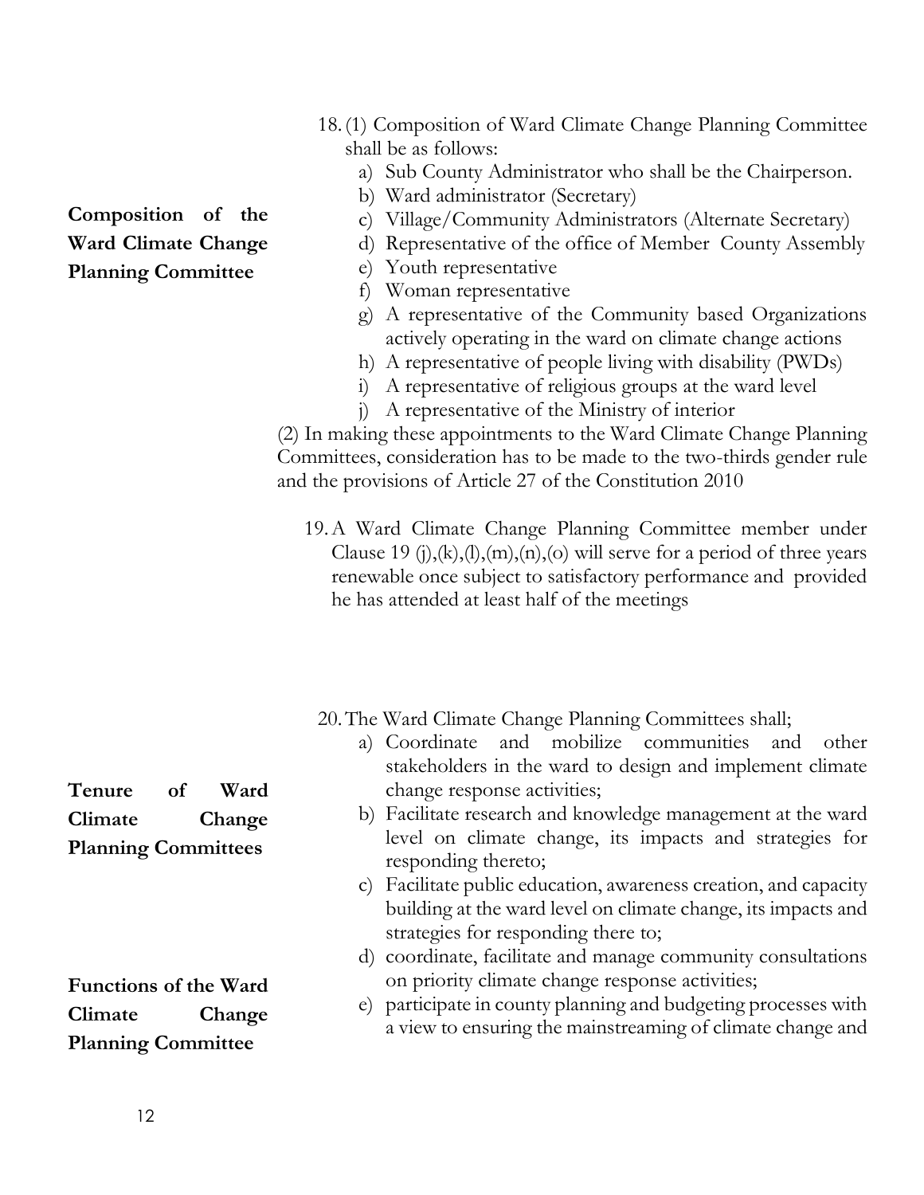**Composition of the Ward Climate Change Planning Committee**

18. (1) Composition of Ward Climate Change Planning Committee shall be as follows:
    a) Sub County Administrator who shall be the Chairperson.
    b) Ward administrator (Secretary)
    c) Village/Community Administrators (Alternate Secretary)
    d) Representative of the office of Member County Assembly
    e) Youth representative
    f) Woman representative
    g) A representative of the Community based Organizations actively operating in the ward on climate change actions
    h) A representative of people living with disability (PWDs)
    i) A representative of religious groups at the ward level
    j) A representative of the Ministry of interior

(2) In making these appointments to the Ward Climate Change Planning Committees, consideration has to be made to the two-thirds gender rule and the provisions of Article 27 of the Constitution 2010

**Tenure of Ward Climate Change Planning Committees**

19. A Ward Climate Change Planning Committee member under Clause 19 (j),(k),(l),(m),(n),(o) will serve for a period of three years renewable once subject to satisfactory performance and provided he has attended at least half of the meetings

**Functions of the Ward Climate Change Planning Committee**

20. The Ward Climate Change Planning Committees shall;
    a) Coordinate and mobilize communities and other stakeholders in the ward to design and implement climate change response activities;
    b) Facilitate research and knowledge management at the ward level on climate change, its impacts and strategies for responding thereto;
    c) Facilitate public education, awareness creation, and capacity building at the ward level on climate change, its impacts and strategies for responding there to;
    d) coordinate, facilitate and manage community consultations on priority climate change response activities;
    e) participate in county planning and budgeting processes with a view to ensuring the mainstreaming of climate change and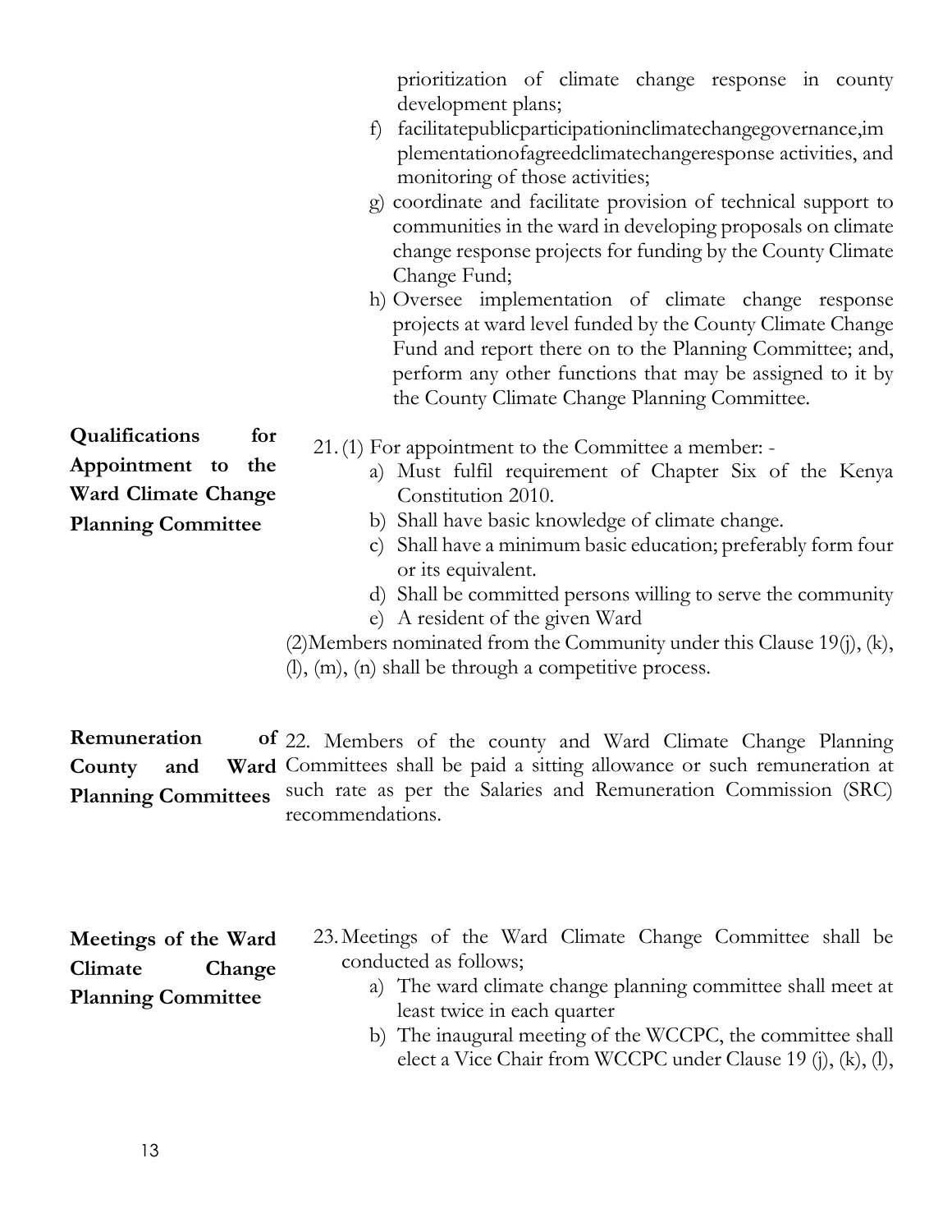prioritization of climate change response in county development plans;

f) facilitatepublicparticipationinclimatechangegovernance,implementationofagreedclimatechangeresponse activities, and monitoring of those activities;

g) coordinate and facilitate provision of technical support to communities in the ward in developing proposals on climate change response projects for funding by the County Climate Change Fund;

h) Oversee implementation of climate change response projects at ward level funded by the County Climate Change Fund and report there on to the Planning Committee; and, perform any other functions that may be assigned to it by the County Climate Change Planning Committee.

**Qualifications for Appointment to the Ward Climate Change Planning Committee**

21. (1) For appointment to the Committee a member: -

a) Must fulfil requirement of Chapter Six of the Kenya Constitution 2010.
b) Shall have basic knowledge of climate change.
c) Shall have a minimum basic education; preferably form four or its equivalent.
d) Shall be committed persons willing to serve the community
e) A resident of the given Ward

(2)Members nominated from the Community under this Clause 19(j), (k), (l), (m), (n) shall be through a competitive process.

**Remuneration of County and Ward Planning Committees**

22. Members of the county and Ward Climate Change Planning Committees shall be paid a sitting allowance or such remuneration at such rate as per the Salaries and Remuneration Commission (SRC) recommendations.

**Meetings of the Ward Climate Change Planning Committee**

23. Meetings of the Ward Climate Change Committee shall be conducted as follows;

a) The ward climate change planning committee shall meet at least twice in each quarter
b) The inaugural meeting of the WCCPC, the committee shall elect a Vice Chair from WCCPC under Clause 19 (j), (k), (l),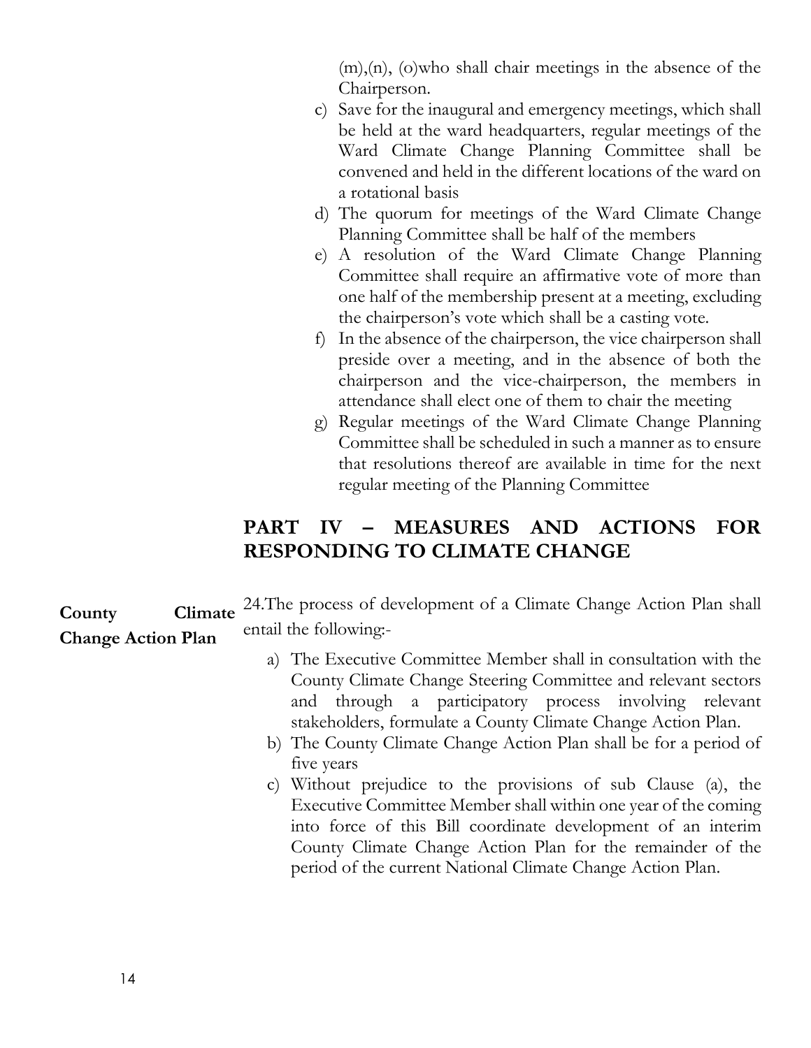(m),(n), (o)who shall chair meetings in the absence of the Chairperson.

c) Save for the inaugural and emergency meetings, which shall be held at the ward headquarters, regular meetings of the Ward Climate Change Planning Committee shall be convened and held in the different locations of the ward on a rotational basis
d) The quorum for meetings of the Ward Climate Change Planning Committee shall be half of the members
e) A resolution of the Ward Climate Change Planning Committee shall require an affirmative vote of more than one half of the membership present at a meeting, excluding the chairperson's vote which shall be a casting vote.
f) In the absence of the chairperson, the vice chairperson shall preside over a meeting, and in the absence of both the chairperson and the vice-chairperson, the members in attendance shall elect one of them to chair the meeting
g) Regular meetings of the Ward Climate Change Planning Committee shall be scheduled in such a manner as to ensure that resolutions thereof are available in time for the next regular meeting of the Planning Committee

## PART IV – MEASURES AND ACTIONS FOR RESPONDING TO CLIMATE CHANGE

**County Climate Change Action Plan**

24.The process of development of a Climate Change Action Plan shall entail the following:-

a) The Executive Committee Member shall in consultation with the County Climate Change Steering Committee and relevant sectors and through a participatory process involving relevant stakeholders, formulate a County Climate Change Action Plan.
b) The County Climate Change Action Plan shall be for a period of five years
c) Without prejudice to the provisions of sub Clause (a), the Executive Committee Member shall within one year of the coming into force of this Bill coordinate development of an interim County Climate Change Action Plan for the remainder of the period of the current National Climate Change Action Plan.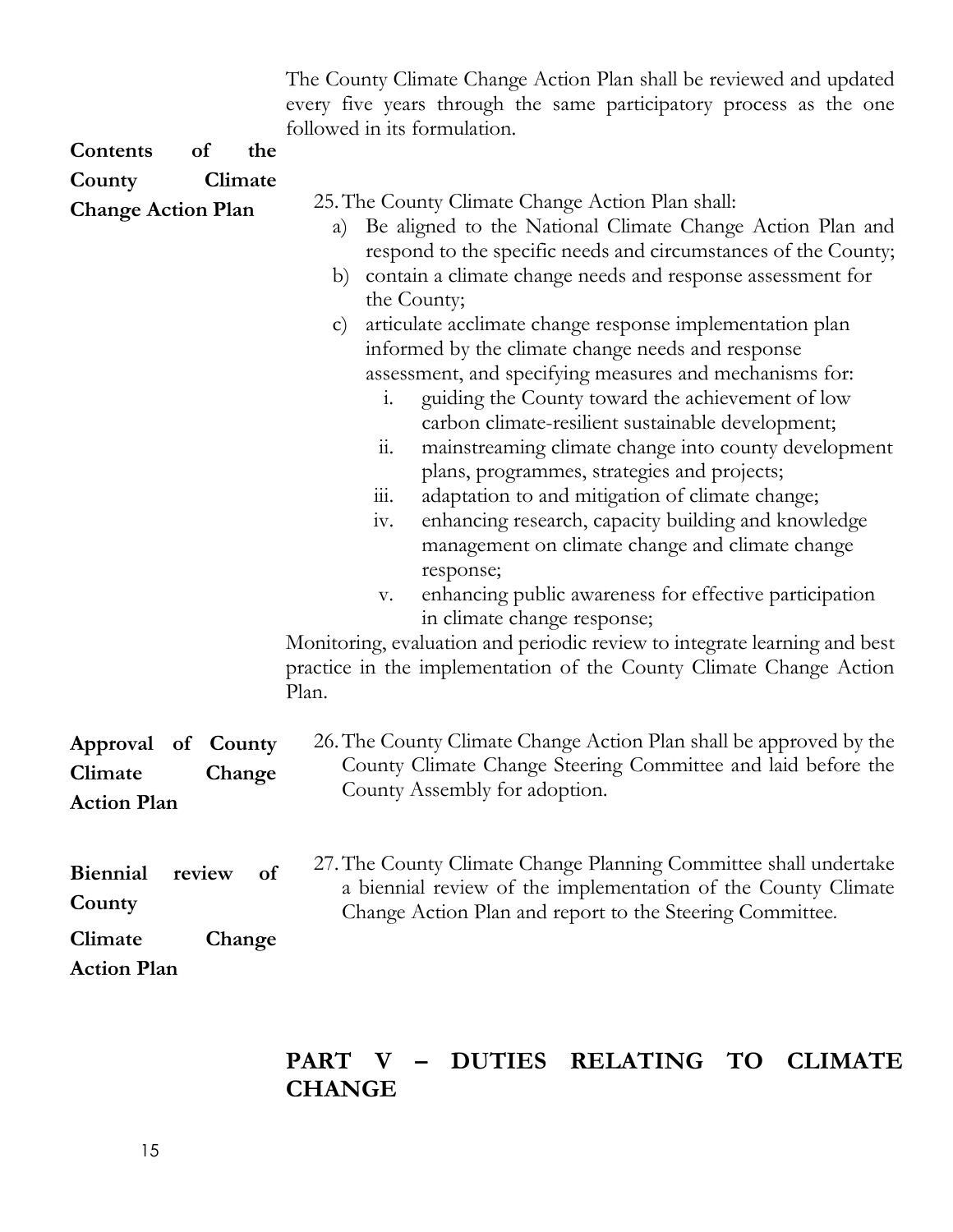The County Climate Change Action Plan shall be reviewed and updated every five years through the same participatory process as the one followed in its formulation.

**Contents of the County Climate Change Action Plan**

25. The County Climate Change Action Plan shall:
    a) Be aligned to the National Climate Change Action Plan and respond to the specific needs and circumstances of the County;
    b) contain a climate change needs and response assessment for the County;
    c) articulate acclimate change response implementation plan informed by the climate change needs and response assessment, and specifying measures and mechanisms for:
        i. guiding the County toward the achievement of low carbon climate-resilient sustainable development;
        ii. mainstreaming climate change into county development plans, programmes, strategies and projects;
        iii. adaptation to and mitigation of climate change;
        iv. enhancing research, capacity building and knowledge management on climate change and climate change response;
        v. enhancing public awareness for effective participation in climate change response;

Monitoring, evaluation and periodic review to integrate learning and best practice in the implementation of the County Climate Change Action Plan.

**Approval of County Climate Change Action Plan**

26. The County Climate Change Action Plan shall be approved by the County Climate Change Steering Committee and laid before the County Assembly for adoption.

**Biennial review of County Climate Change Action Plan**

27. The County Climate Change Planning Committee shall undertake a biennial review of the implementation of the County Climate Change Action Plan and report to the Steering Committee.

## PART V – DUTIES RELATING TO CLIMATE CHANGE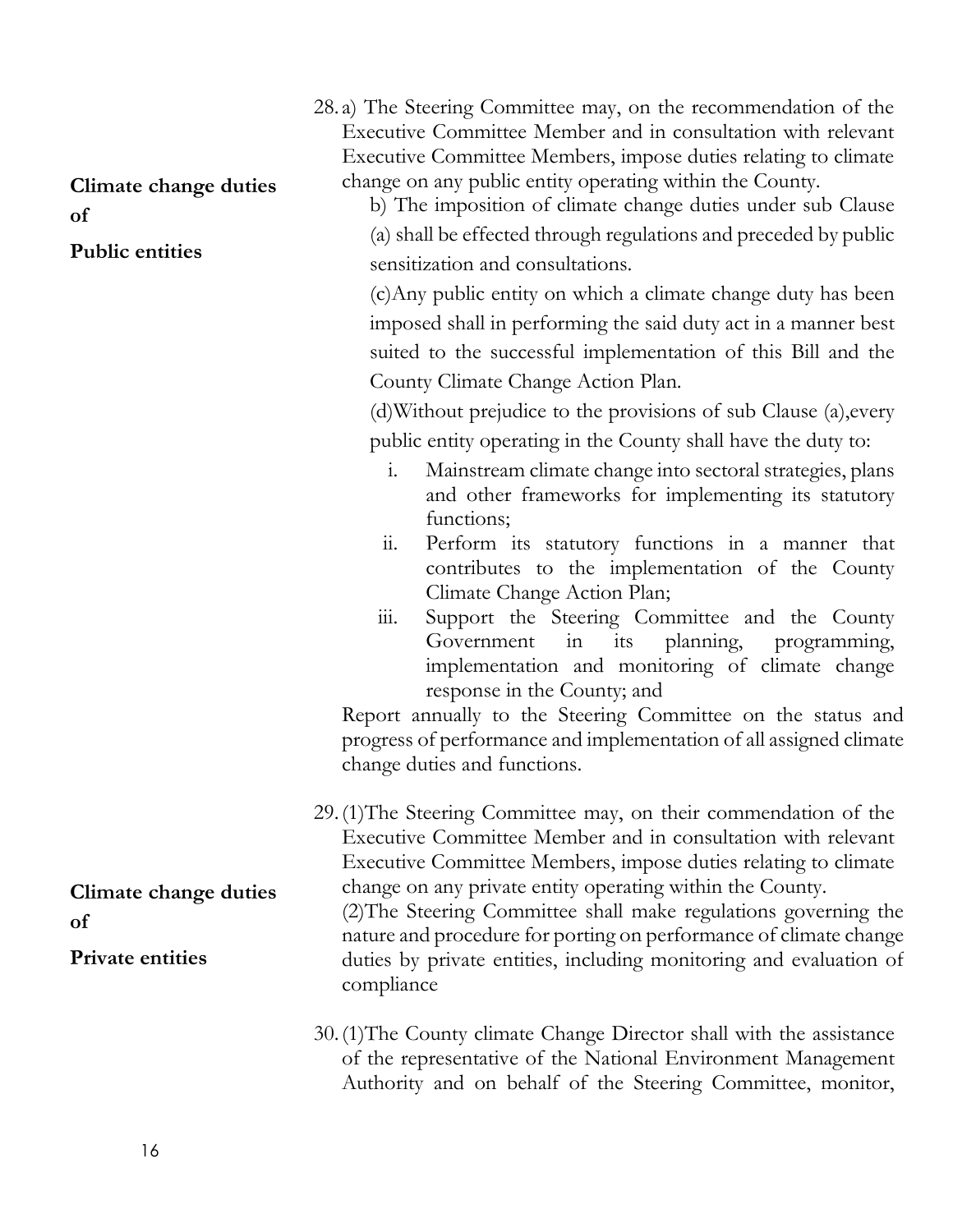**Climate change duties of Public entities**

28. a) The Steering Committee may, on the recommendation of the Executive Committee Member and in consultation with relevant Executive Committee Members, impose duties relating to climate change on any public entity operating within the County.

b) The imposition of climate change duties under sub Clause (a) shall be effected through regulations and preceded by public sensitization and consultations.

(c)Any public entity on which a climate change duty has been imposed shall in performing the said duty act in a manner best suited to the successful implementation of this Bill and the County Climate Change Action Plan.

(d)Without prejudice to the provisions of sub Clause (a),every public entity operating in the County shall have the duty to:

i. Mainstream climate change into sectoral strategies, plans and other frameworks for implementing its statutory functions;
ii. Perform its statutory functions in a manner that contributes to the implementation of the County Climate Change Action Plan;
iii. Support the Steering Committee and the County Government in its planning, programming, implementation and monitoring of climate change response in the County; and

Report annually to the Steering Committee on the status and progress of performance and implementation of all assigned climate change duties and functions.

**Climate change duties of Private entities**

29. (1)The Steering Committee may, on their commendation of the Executive Committee Member and in consultation with relevant Executive Committee Members, impose duties relating to climate change on any private entity operating within the County.

(2)The Steering Committee shall make regulations governing the nature and procedure for porting on performance of climate change duties by private entities, including monitoring and evaluation of compliance

30. (1)The County climate Change Director shall with the assistance of the representative of the National Environment Management Authority and on behalf of the Steering Committee, monitor,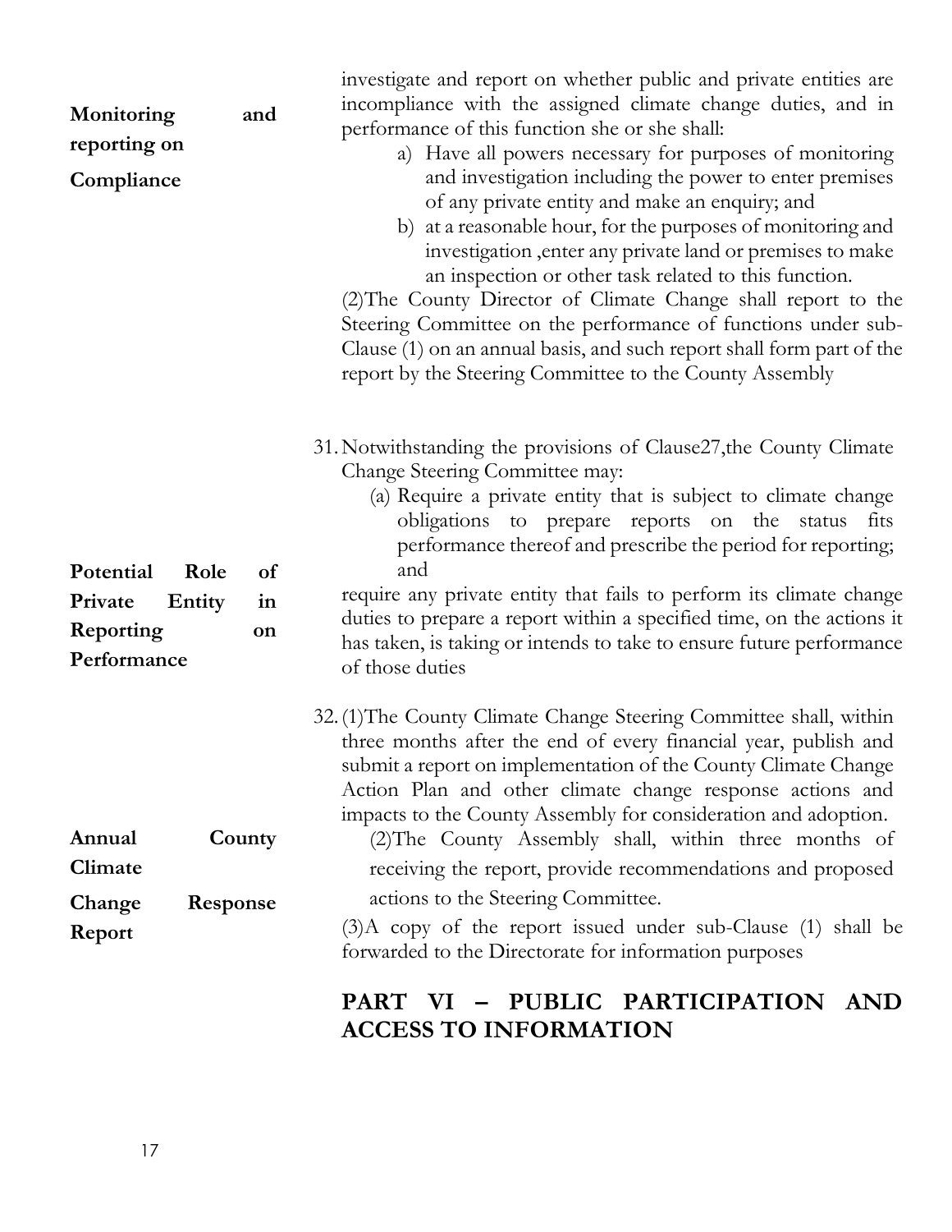**Monitoring and reporting on Compliance**

investigate and report on whether public and private entities are incompliance with the assigned climate change duties, and in performance of this function she or she shall:

a) Have all powers necessary for purposes of monitoring and investigation including the power to enter premises of any private entity and make an enquiry; and
b) at a reasonable hour, for the purposes of monitoring and investigation ,enter any private land or premises to make an inspection or other task related to this function.

(2)The County Director of Climate Change shall report to the Steering Committee on the performance of functions under sub-Clause (1) on an annual basis, and such report shall form part of the report by the Steering Committee to the County Assembly

**Potential Role of Private Entity in Reporting on Performance**

31. Notwithstanding the provisions of Clause27,the County Climate Change Steering Committee may:

(a) Require a private entity that is subject to climate change obligations to prepare reports on the status fits performance thereof and prescribe the period for reporting; and

require any private entity that fails to perform its climate change duties to prepare a report within a specified time, on the actions it has taken, is taking or intends to take to ensure future performance of those duties

**Annual County Climate Change Response Report**

32. (1)The County Climate Change Steering Committee shall, within three months after the end of every financial year, publish and submit a report on implementation of the County Climate Change Action Plan and other climate change response actions and impacts to the County Assembly for consideration and adoption.

(2)The County Assembly shall, within three months of receiving the report, provide recommendations and proposed actions to the Steering Committee.

(3)A copy of the report issued under sub-Clause (1) shall be forwarded to the Directorate for information purposes

## PART VI – PUBLIC PARTICIPATION AND ACCESS TO INFORMATION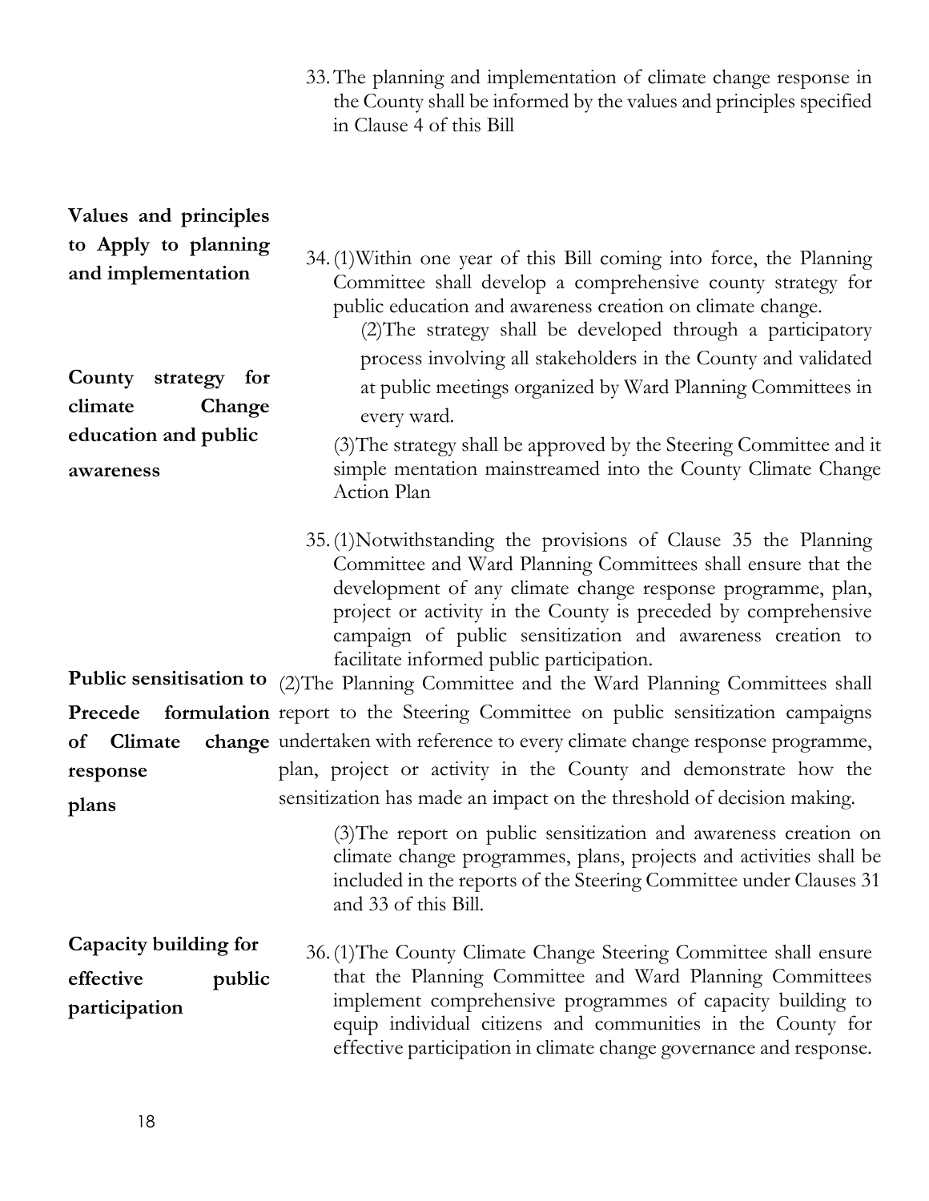33. The planning and implementation of climate change response in the County shall be informed by the values and principles specified in Clause 4 of this Bill

**Values and principles to Apply to planning and implementation**

**County strategy for climate Change education and public awareness**

34. (1)Within one year of this Bill coming into force, the Planning Committee shall develop a comprehensive county strategy for public education and awareness creation on climate change.

(2)The strategy shall be developed through a participatory process involving all stakeholders in the County and validated at public meetings organized by Ward Planning Committees in every ward.

(3)The strategy shall be approved by the Steering Committee and it simple mentation mainstreamed into the County Climate Change Action Plan

**Public sensitisation to Precede formulation of Climate change response plans**

35. (1)Notwithstanding the provisions of Clause 35 the Planning Committee and Ward Planning Committees shall ensure that the development of any climate change response programme, plan, project or activity in the County is preceded by comprehensive campaign of public sensitization and awareness creation to facilitate informed public participation.

(2)The Planning Committee and the Ward Planning Committees shall report to the Steering Committee on public sensitization campaigns undertaken with reference to every climate change response programme, plan, project or activity in the County and demonstrate how the sensitization has made an impact on the threshold of decision making.

(3)The report on public sensitization and awareness creation on climate change programmes, plans, projects and activities shall be included in the reports of the Steering Committee under Clauses 31 and 33 of this Bill.

**Capacity building for effective public participation**

36. (1)The County Climate Change Steering Committee shall ensure that the Planning Committee and Ward Planning Committees implement comprehensive programmes of capacity building to equip individual citizens and communities in the County for effective participation in climate change governance and response.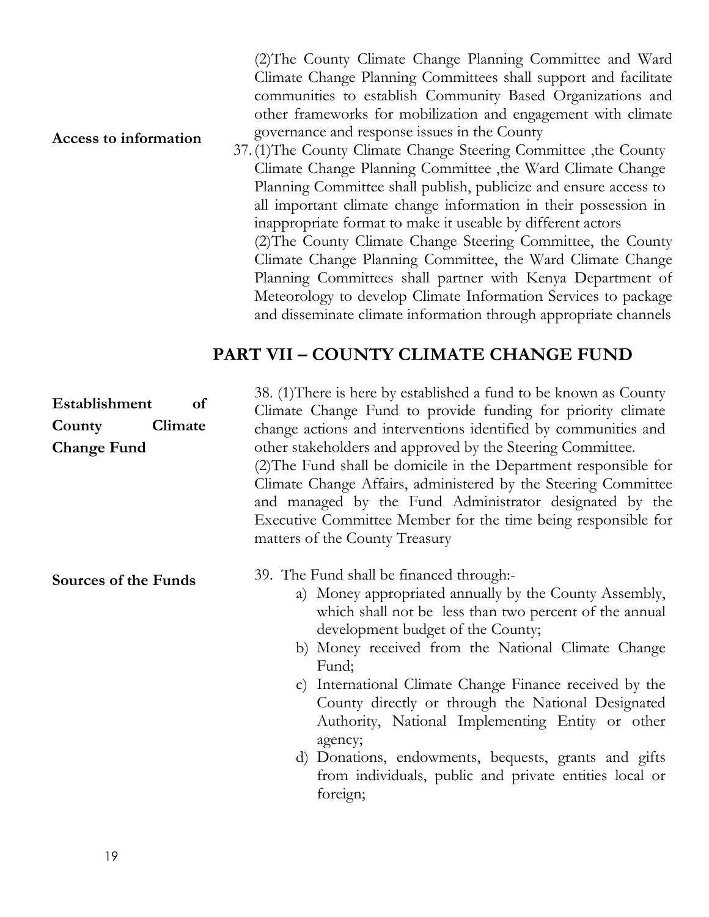(2)The County Climate Change Planning Committee and Ward Climate Change Planning Committees shall support and facilitate communities to establish Community Based Organizations and other frameworks for mobilization and engagement with climate governance and response issues in the County

**Access to information**

37. (1)The County Climate Change Steering Committee ,the County Climate Change Planning Committee ,the Ward Climate Change Planning Committee shall publish, publicize and ensure access to all important climate change information in their possession in inappropriate format to make it useable by different actors

(2)The County Climate Change Steering Committee, the County Climate Change Planning Committee, the Ward Climate Change Planning Committees shall partner with Kenya Department of Meteorology to develop Climate Information Services to package and disseminate climate information through appropriate channels

## PART VII – COUNTY CLIMATE CHANGE FUND

**Establishment of County Climate Change Fund**

38. (1)There is here by established a fund to be known as County Climate Change Fund to provide funding for priority climate change actions and interventions identified by communities and other stakeholders and approved by the Steering Committee.

(2)The Fund shall be domicile in the Department responsible for Climate Change Affairs, administered by the Steering Committee and managed by the Fund Administrator designated by the Executive Committee Member for the time being responsible for matters of the County Treasury

**Sources of the Funds**

39. The Fund shall be financed through:-

a) Money appropriated annually by the County Assembly, which shall not be less than two percent of the annual development budget of the County;
b) Money received from the National Climate Change Fund;
c) International Climate Change Finance received by the County directly or through the National Designated Authority, National Implementing Entity or other agency;
d) Donations, endowments, bequests, grants and gifts from individuals, public and private entities local or foreign;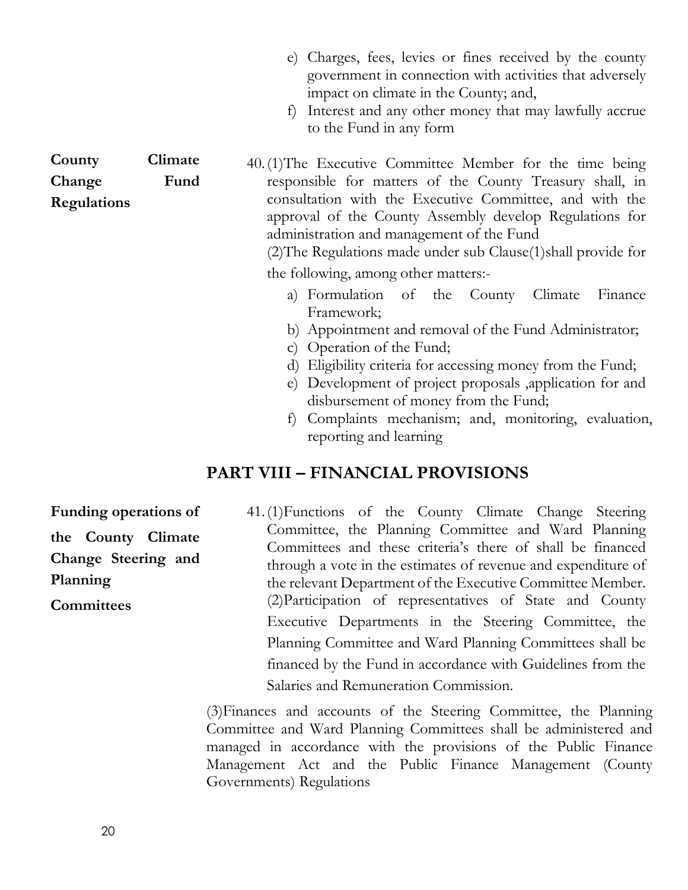e) Charges, fees, levies or fines received by the county government in connection with activities that adversely impact on climate in the County; and,

f) Interest and any other money that may lawfully accrue to the Fund in any form

**County Climate Change Fund Regulations**

40. (1)The Executive Committee Member for the time being responsible for matters of the County Treasury shall, in consultation with the Executive Committee, and with the approval of the County Assembly develop Regulations for administration and management of the Fund

(2)The Regulations made under sub Clause(1)shall provide for the following, among other matters:-

a) Formulation of the County Climate Finance Framework;
b) Appointment and removal of the Fund Administrator;
c) Operation of the Fund;
d) Eligibility criteria for accessing money from the Fund;
e) Development of project proposals ,application for and disbursement of money from the Fund;
f) Complaints mechanism; and, monitoring, evaluation, reporting and learning

## PART VIII – FINANCIAL PROVISIONS

**Funding operations of the County Climate Change Steering and Planning Committees**

41. (1)Functions of the County Climate Change Steering Committee, the Planning Committee and Ward Planning Committees and these criteria's there of shall be financed through a vote in the estimates of revenue and expenditure of the relevant Department of the Executive Committee Member.

(2)Participation of representatives of State and County Executive Departments in the Steering Committee, the Planning Committee and Ward Planning Committees shall be financed by the Fund in accordance with Guidelines from the Salaries and Remuneration Commission.

(3)Finances and accounts of the Steering Committee, the Planning Committee and Ward Planning Committees shall be administered and managed in accordance with the provisions of the Public Finance Management Act and the Public Finance Management (County Governments) Regulations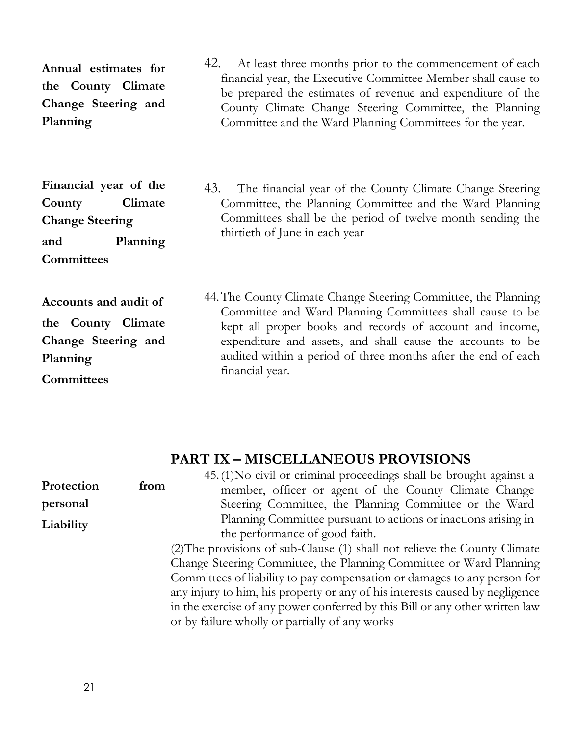**Annual estimates for the County Climate Change Steering and Planning**

42. At least three months prior to the commencement of each financial year, the Executive Committee Member shall cause to be prepared the estimates of revenue and expenditure of the County Climate Change Steering Committee, the Planning Committee and the Ward Planning Committees for the year.

**Financial year of the County Climate Change Steering and Planning Committees**

43. The financial year of the County Climate Change Steering Committee, the Planning Committee and the Ward Planning Committees shall be the period of twelve month sending the thirtieth of June in each year

**Accounts and audit of the County Climate Change Steering and Planning Committees**

44. The County Climate Change Steering Committee, the Planning Committee and Ward Planning Committees shall cause to be kept all proper books and records of account and income, expenditure and assets, and shall cause the accounts to be audited within a period of three months after the end of each financial year.

## PART IX – MISCELLANEOUS PROVISIONS

**Protection from personal Liability**

45. (1)No civil or criminal proceedings shall be brought against a member, officer or agent of the County Climate Change Steering Committee, the Planning Committee or the Ward Planning Committee pursuant to actions or inactions arising in the performance of good faith.

(2)The provisions of sub-Clause (1) shall not relieve the County Climate Change Steering Committee, the Planning Committee or Ward Planning Committees of liability to pay compensation or damages to any person for any injury to him, his property or any of his interests caused by negligence in the exercise of any power conferred by this Bill or any other written law or by failure wholly or partially of any works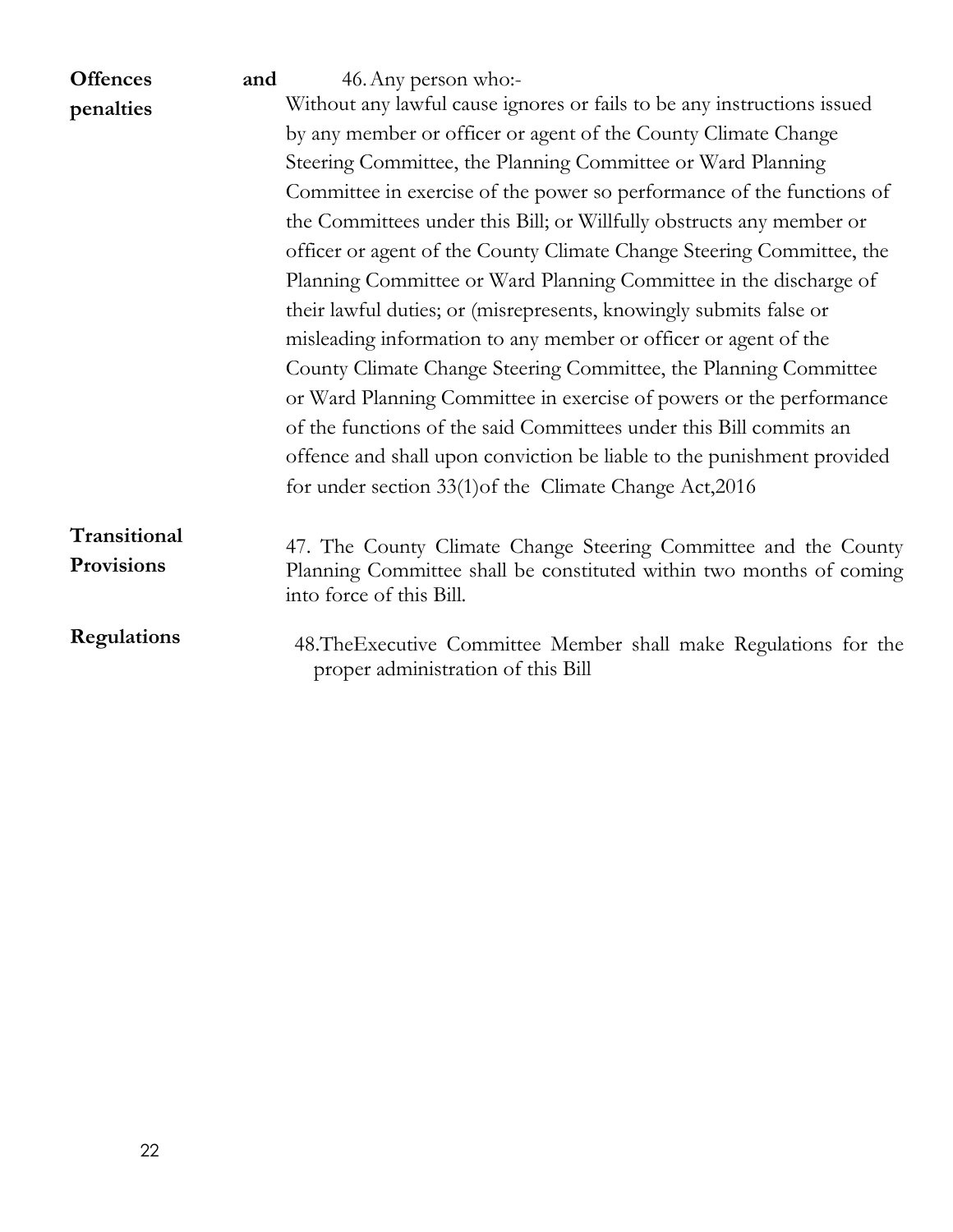**Offences and penalties**

46. Any person who:-

Without any lawful cause ignores or fails to be any instructions issued by any member or officer or agent of the County Climate Change Steering Committee, the Planning Committee or Ward Planning Committee in exercise of the power so performance of the functions of the Committees under this Bill; or Willfully obstructs any member or officer or agent of the County Climate Change Steering Committee, the Planning Committee or Ward Planning Committee in the discharge of their lawful duties; or (misrepresents, knowingly submits false or misleading information to any member or officer or agent of the County Climate Change Steering Committee, the Planning Committee or Ward Planning Committee in exercise of powers or the performance of the functions of the said Committees under this Bill commits an offence and shall upon conviction be liable to the punishment provided for under section 33(1)of the Climate Change Act,2016

**Transitional Provisions**

47. The County Climate Change Steering Committee and the County Planning Committee shall be constituted within two months of coming into force of this Bill.

**Regulations**

48.TheExecutive Committee Member shall make Regulations for the proper administration of this Bill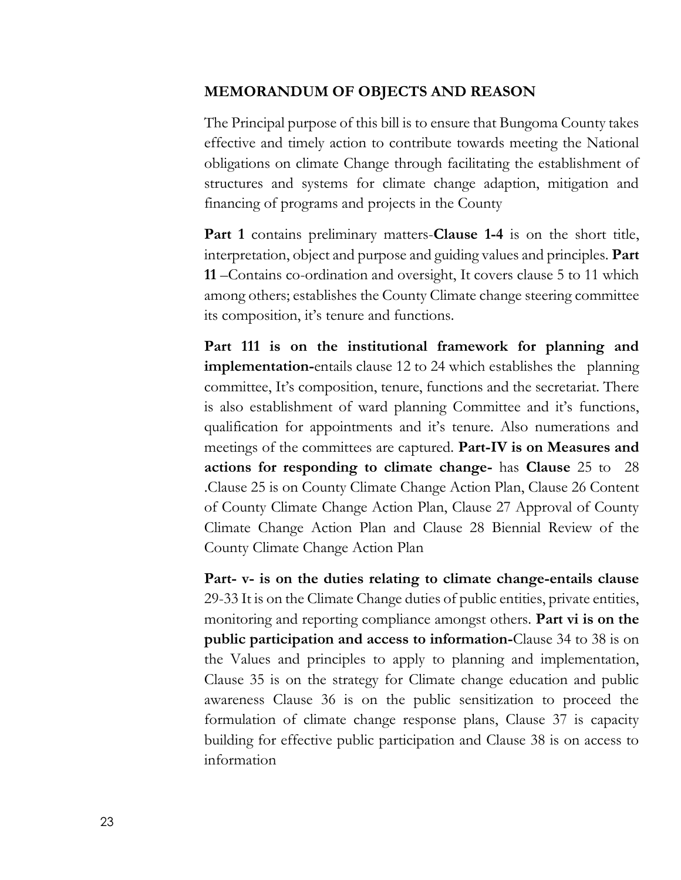## MEMORANDUM OF OBJECTS AND REASON

The Principal purpose of this bill is to ensure that Bungoma County takes effective and timely action to contribute towards meeting the National obligations on climate Change through facilitating the establishment of structures and systems for climate change adaption, mitigation and financing of programs and projects in the County

**Part 1** contains preliminary matters-**Clause 1-4** is on the short title, interpretation, object and purpose and guiding values and principles. **Part 11** –Contains co-ordination and oversight, It covers clause 5 to 11 which among others; establishes the County Climate change steering committee its composition, it's tenure and functions.

**Part 111 is on the institutional framework for planning and implementation-**entails clause 12 to 24 which establishes the planning committee, It's composition, tenure, functions and the secretariat. There is also establishment of ward planning Committee and it's functions, qualification for appointments and it's tenure. Also numerations and meetings of the committees are captured. **Part-IV is on Measures and actions for responding to climate change-** has **Clause** 25 to 28 .Clause 25 is on County Climate Change Action Plan, Clause 26 Content of County Climate Change Action Plan, Clause 27 Approval of County Climate Change Action Plan and Clause 28 Biennial Review of the County Climate Change Action Plan

**Part- v- is on the duties relating to climate change-entails clause** 29-33 It is on the Climate Change duties of public entities, private entities, monitoring and reporting compliance amongst others. **Part vi is on the public participation and access to information-**Clause 34 to 38 is on the Values and principles to apply to planning and implementation, Clause 35 is on the strategy for Climate change education and public awareness Clause 36 is on the public sensitization to proceed the formulation of climate change response plans, Clause 37 is capacity building for effective public participation and Clause 38 is on access to information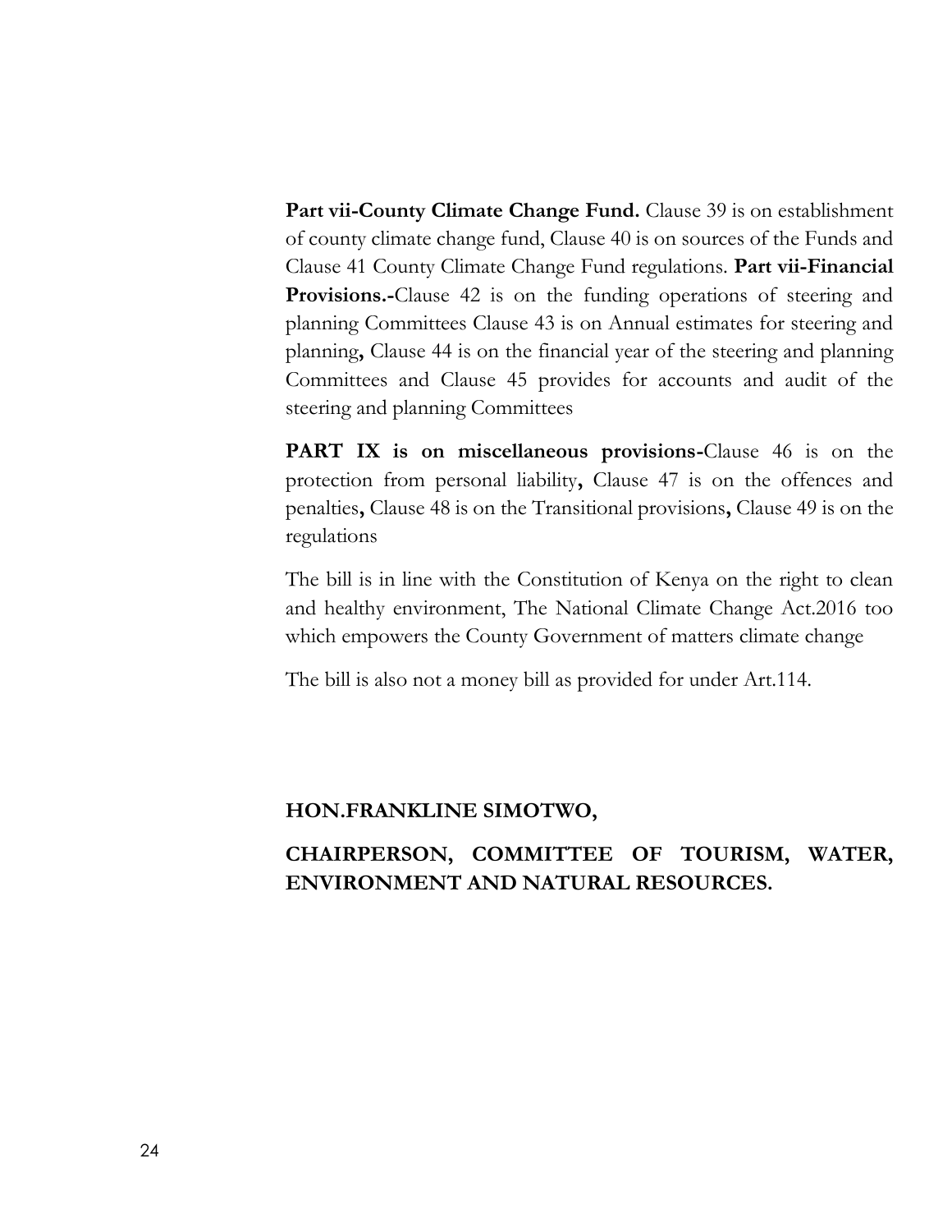**Part vii-County Climate Change Fund.** Clause 39 is on establishment of county climate change fund, Clause 40 is on sources of the Funds and Clause 41 County Climate Change Fund regulations. **Part vii-Financial Provisions.-**Clause 42 is on the funding operations of steering and planning Committees Clause 43 is on Annual estimates for steering and planning**,** Clause 44 is on the financial year of the steering and planning Committees and Clause 45 provides for accounts and audit of the steering and planning Committees

**PART IX is on miscellaneous provisions-**Clause 46 is on the protection from personal liability**,** Clause 47 is on the offences and penalties**,** Clause 48 is on the Transitional provisions**,** Clause 49 is on the regulations

The bill is in line with the Constitution of Kenya on the right to clean and healthy environment, The National Climate Change Act.2016 too which empowers the County Government of matters climate change

The bill is also not a money bill as provided for under Art.114.

**HON.FRANKLINE SIMOTWO,**

**CHAIRPERSON, COMMITTEE OF TOURISM, WATER, ENVIRONMENT AND NATURAL RESOURCES.**